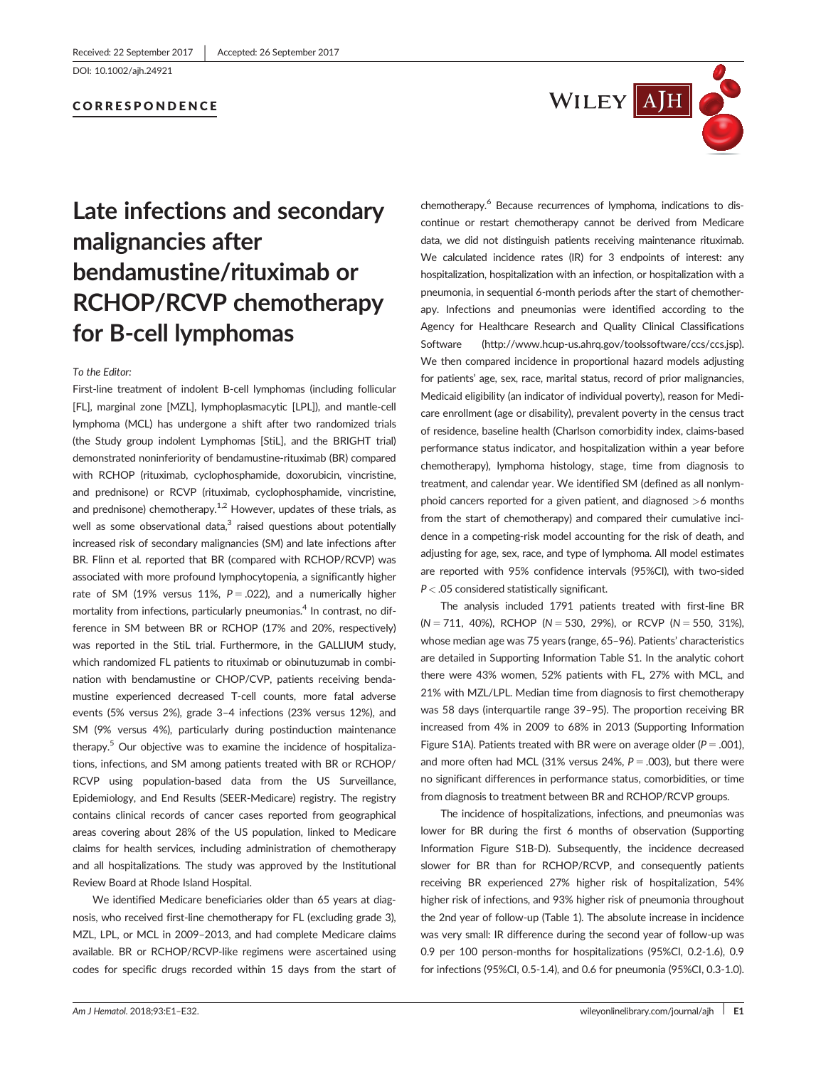Received: 22 September 2017 | Accepted: 26 September 2017

DOI: 10.1002/ajh.24921

CORRESPONDENCE

# Late infections and secondary malignancies after bendamustine/rituximab or RCHOP/RCVP chemotherapy for B-cell lymphomas

*To the Editor:*

First-line treatment of indolent B-cell lymphomas (including follicular [FL], marginal zone [MZL], lymphoplasmacytic [LPL]), and mantle-cell lymphoma (MCL) has undergone a shift after two randomized trials (the Study group indolent Lymphomas [StiL], and the BRIGHT trial) demonstrated noninferiority of bendamustine-rituximab (BR) compared with RCHOP (rituximab, cyclophosphamide, doxorubicin, vincristine, and prednisone) or RCVP (rituximab, cyclophosphamide, vincristine, and prednisone) chemotherapy.[1,2] However, updates of these trials, as well as some observational data,[3] raised questions about potentially increased risk of secondary malignancies (SM) and late infections after BR. Flinn et al. reported that BR (compared with RCHOP/RCVP) was associated with more profound lymphocytopenia, a significantly higher rate of SM (19% versus 11%, $P = .022$), and a numerically higher mortality from infections, particularly pneumonias.[4] In contrast, no difference in SM between BR or RCHOP (17% and 20%, respectively) was reported in the StiL trial. Furthermore, in the GALLIUM study, which randomized FL patients to rituximab or obinutuzumab in combination with bendamustine or CHOP/CVP, patients receiving bendamustine experienced decreased T-cell counts, more fatal adverse events (5% versus 2%), grade 3–4 infections (23% versus 12%), and SM (9% versus 4%), particularly during postinduction maintenance therapy.[5] Our objective was to examine the incidence of hospitalizations, infections, and SM among patients treated with BR or RCHOP/RCVP using population-based data from the US Surveillance, Epidemiology, and End Results (SEER-Medicare) registry. The registry contains clinical records of cancer cases reported from geographical areas covering about 28% of the US population, linked to Medicare claims for health services, including administration of chemotherapy and all hospitalizations. The study was approved by the Institutional Review Board at Rhode Island Hospital.

We identified Medicare beneficiaries older than 65 years at diagnosis, who received first-line chemotherapy for FL (excluding grade 3), MZL, LPL, or MCL in 2009–2013, and had complete Medicare claims available. BR or RCHOP/RCVP-like regimens were ascertained using codes for specific drugs recorded within 15 days from the start of chemotherapy.[6] Because recurrences of lymphoma, indications to discontinue or restart chemotherapy cannot be derived from Medicare data, we did not distinguish patients receiving maintenance rituximab. We calculated incidence rates (IR) for 3 endpoints of interest: any hospitalization, hospitalization with an infection, or hospitalization with a pneumonia, in sequential 6-month periods after the start of chemotherapy. Infections and pneumonias were identified according to the Agency for Healthcare Research and Quality Clinical Classifications Software (http://www.hcup-us.ahrq.gov/toolssoftware/ccs/ccs.jsp). We then compared incidence in proportional hazard models adjusting for patients' age, sex, race, marital status, record of prior malignancies, Medicaid eligibility (an indicator of individual poverty), reason for Medicare enrollment (age or disability), prevalent poverty in the census tract of residence, baseline health (Charlson comorbidity index, claims-based performance status indicator, and hospitalization within a year before chemotherapy), lymphoma histology, stage, time from diagnosis to treatment, and calendar year. We identified SM (defined as all nonlymphoid cancers reported for a given patient, and diagnosed >6 months from the start of chemotherapy) and compared their cumulative incidence in a competing-risk model accounting for the risk of death, and adjusting for age, sex, race, and type of lymphoma. All model estimates are reported with 95% confidence intervals (95%CI), with two-sided $P < .05$ considered statistically significant.

The analysis included 1791 patients treated with first-line BR ($N = 711$, 40%), RCHOP ($N = 530$, 29%), or RCVP ($N = 550$, 31%), whose median age was 75 years (range, 65–96). Patients' characteristics are detailed in Supporting Information Table S1. In the analytic cohort there were 43% women, 52% patients with FL, 27% with MCL, and 21% with MZL/LPL. Median time from diagnosis to first chemotherapy was 58 days (interquartile range 39–95). The proportion receiving BR increased from 4% in 2009 to 68% in 2013 (Supporting Information Figure S1A). Patients treated with BR were on average older ($P = .001$), and more often had MCL (31% versus 24%, $P = .003$), but there were no significant differences in performance status, comorbidities, or time from diagnosis to treatment between BR and RCHOP/RCVP groups.

The incidence of hospitalizations, infections, and pneumonias was lower for BR during the first 6 months of observation (Supporting Information Figure S1B-D). Subsequently, the incidence decreased slower for BR than for RCHOP/RCVP, and consequently patients receiving BR experienced 27% higher risk of hospitalization, 54% higher risk of infections, and 93% higher risk of pneumonia throughout the 2nd year of follow-up (Table 1). The absolute increase in incidence was very small: IR difference during the second year of follow-up was 0.9 per 100 person-months for hospitalizations (95%CI, 0.2-1.6), 0.9 for infections (95%CI, 0.5-1.4), and 0.6 for pneumonia (95%CI, 0.3-1.0).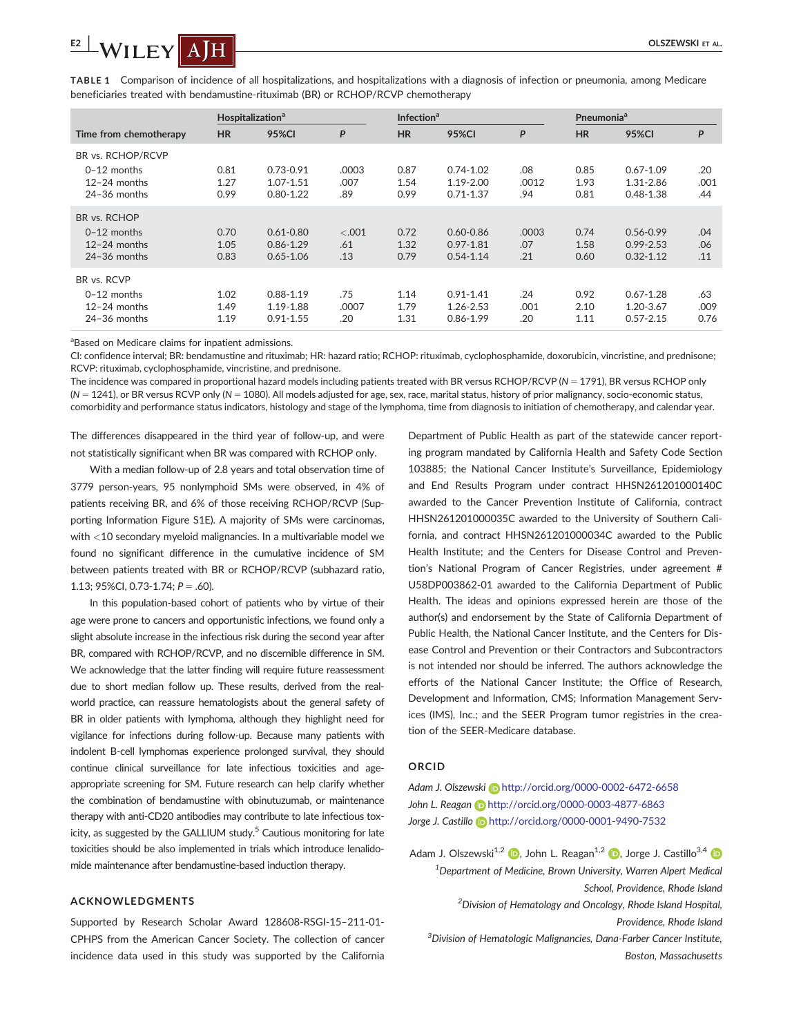**TABLE 1** Comparison of incidence of all hospitalizations, and hospitalizations with a diagnosis of infection or pneumonia, among Medicare beneficiaries treated with bendamustine-rituximab (BR) or RCHOP/RCVP chemotherapy

| | Hospitalization[a] | | | Infection[a] | | | Pneumonia[a] | | |
|---|---|---|---|---|---|---|---|---|---|
| Time from chemotherapy | HR | 95%CI | P | HR | 95%CI | P | HR | 95%CI | P |
| BR vs. RCHOP/RCVP | | | | | | | | | |
| 0–12 months | 0.81 | 0.73-0.91 | .0003 | 0.87 | 0.74-1.02 | .08 | 0.85 | 0.67-1.09 | .20 |
| 12–24 months | 1.27 | 1.07-1.51 | .007 | 1.54 | 1.19-2.00 | .0012 | 1.93 | 1.31-2.86 | .001 |
| 24–36 months | 0.99 | 0.80-1.22 | .89 | 0.99 | 0.71-1.37 | .94 | 0.81 | 0.48-1.38 | .44 |
| BR vs. RCHOP | | | | | | | | | |
| 0–12 months | 0.70 | 0.61-0.80 | <.001 | 0.72 | 0.60-0.86 | .0003 | 0.74 | 0.56-0.99 | .04 |
| 12–24 months | 1.05 | 0.86-1.29 | .61 | 1.32 | 0.97-1.81 | .07 | 1.58 | 0.99-2.53 | .06 |
| 24–36 months | 0.83 | 0.65-1.06 | .13 | 0.79 | 0.54-1.14 | .21 | 0.60 | 0.32-1.12 | .11 |
| BR vs. RCVP | | | | | | | | | |
| 0–12 months | 1.02 | 0.88-1.19 | .75 | 1.14 | 0.91-1.41 | .24 | 0.92 | 0.67-1.28 | .63 |
| 12–24 months | 1.49 | 1.19-1.88 | .0007 | 1.79 | 1.26-2.53 | .001 | 2.10 | 1.20-3.67 | .009 |
| 24–36 months | 1.19 | 0.91-1.55 | .20 | 1.31 | 0.86-1.99 | .20 | 1.11 | 0.57-2.15 | 0.76 |

[a]Based on Medicare claims for inpatient admissions.

CI: confidence interval; BR: bendamustine and rituximab; HR: hazard ratio; RCHOP: rituximab, cyclophosphamide, doxorubicin, vincristine, and prednisone; RCVP: rituximab, cyclophosphamide, vincristine, and prednisone.

The incidence was compared in proportional hazard models including patients treated with BR versus RCHOP/RCVP ($N = 1791$), BR versus RCHOP only ($N = 1241$), or BR versus RCVP only ($N = 1080$). All models adjusted for age, sex, race, marital status, history of prior malignancy, socio-economic status, comorbidity and performance status indicators, histology and stage of the lymphoma, time from diagnosis to initiation of chemotherapy, and calendar year.

The differences disappeared in the third year of follow-up, and were not statistically significant when BR was compared with RCHOP only.

With a median follow-up of 2.8 years and total observation time of 3779 person-years, 95 nonlymphoid SMs were observed, in 4% of patients receiving BR, and 6% of those receiving RCHOP/RCVP (Supporting Information Figure S1E). A majority of SMs were carcinomas, with <10 secondary myeloid malignancies. In a multivariable model we found no significant difference in the cumulative incidence of SM between patients treated with BR or RCHOP/RCVP (subhazard ratio, 1.13; 95%CI, 0.73-1.74; $P = .60$).

In this population-based cohort of patients who by virtue of their age were prone to cancers and opportunistic infections, we found only a slight absolute increase in the infectious risk during the second year after BR, compared with RCHOP/RCVP, and no discernible difference in SM. We acknowledge that the latter finding will require future reassessment due to short median follow up. These results, derived from the real-world practice, can reassure hematologists about the general safety of BR in older patients with lymphoma, although they highlight need for vigilance for infections during follow-up. Because many patients with indolent B-cell lymphomas experience prolonged survival, they should continue clinical surveillance for late infectious toxicities and age-appropriate screening for SM. Future research can help clarify whether the combination of bendamustine with obinutuzumab, or maintenance therapy with anti-CD20 antibodies may contribute to late infectious toxicity, as suggested by the GALLIUM study.[5] Cautious monitoring for late toxicities should be also implemented in trials which introduce lenalidomide maintenance after bendamustine-based induction therapy.

### ACKNOWLEDGMENTS

Supported by Research Scholar Award 128608-RSGI-15–211-01-CPHPS from the American Cancer Society. The collection of cancer incidence data used in this study was supported by the California Department of Public Health as part of the statewide cancer reporting program mandated by California Health and Safety Code Section 103885; the National Cancer Institute's Surveillance, Epidemiology and End Results Program under contract HHSN261201000140C awarded to the Cancer Prevention Institute of California, contract HHSN261201000035C awarded to the University of Southern California, and contract HHSN261201000034C awarded to the Public Health Institute; and the Centers for Disease Control and Prevention's National Program of Cancer Registries, under agreement # U58DP003862-01 awarded to the California Department of Public Health. The ideas and opinions expressed herein are those of the author(s) and endorsement by the State of California Department of Public Health, the National Cancer Institute, and the Centers for Disease Control and Prevention or their Contractors and Subcontractors is not intended nor should be inferred. The authors acknowledge the efforts of the National Cancer Institute; the Office of Research, Development and Information, CMS; Information Management Services (IMS), Inc.; and the SEER Program tumor registries in the creation of the SEER-Medicare database.

### ORCID

*Adam J. Olszewski* http://orcid.org/0000-0002-6472-6658
*John L. Reagan* http://orcid.org/0000-0003-4877-6863
*Jorge J. Castillo* http://orcid.org/0000-0001-9490-7532

Adam J. Olszewski[1,2], John L. Reagan[1,2], Jorge J. Castillo[3,4]

[1]*Department of Medicine, Brown University, Warren Alpert Medical School, Providence, Rhode Island*

[2]*Division of Hematology and Oncology, Rhode Island Hospital, Providence, Rhode Island*

[3]*Division of Hematologic Malignancies, Dana-Farber Cancer Institute, Boston, Massachusetts*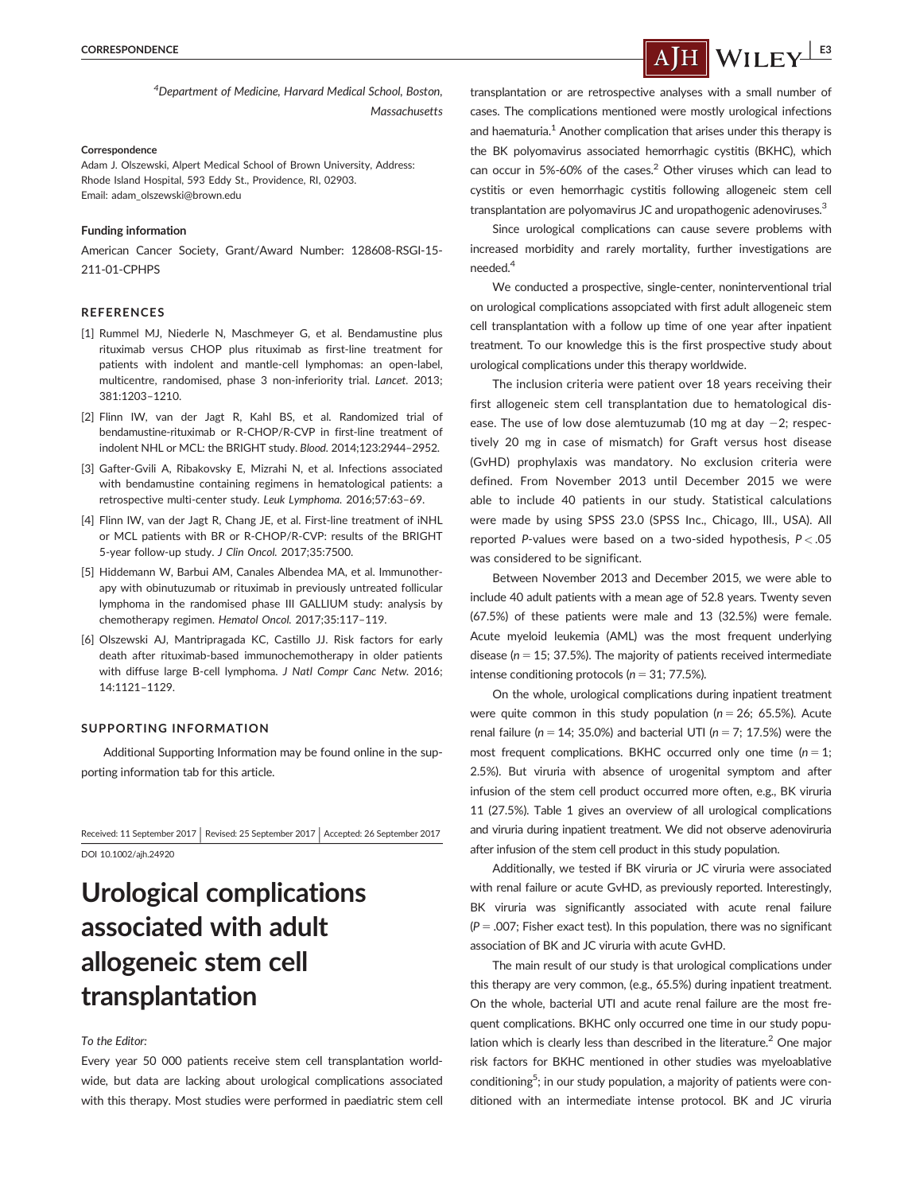[4]Department of Medicine, Harvard Medical School, Boston, Massachusetts

**Correspondence**

Adam J. Olszewski, Alpert Medical School of Brown University, Address: Rhode Island Hospital, 593 Eddy St., Providence, RI, 02903.
Email: adam_olszewski@brown.edu

**Funding information**

American Cancer Society, Grant/Award Number: 128608-RSGI-15-211-01-CPHPS

## REFERENCES

[1] Rummel MJ, Niederle N, Maschmeyer G, et al. Bendamustine plus rituximab versus CHOP plus rituximab as first-line treatment for patients with indolent and mantle-cell lymphomas: an open-label, multicentre, randomised, phase 3 non-inferiority trial. *Lancet.* 2013; 381:1203–1210.

[2] Flinn IW, van der Jagt R, Kahl BS, et al. Randomized trial of bendamustine-rituximab or R-CHOP/R-CVP in first-line treatment of indolent NHL or MCL: the BRIGHT study. *Blood.* 2014;123:2944–2952.

[3] Gafter-Gvili A, Ribakovsky E, Mizrahi N, et al. Infections associated with bendamustine containing regimens in hematological patients: a retrospective multi-center study. *Leuk Lymphoma.* 2016;57:63–69.

[4] Flinn IW, van der Jagt R, Chang JE, et al. First-line treatment of iNHL or MCL patients with BR or R-CHOP/R-CVP: results of the BRIGHT 5-year follow-up study. *J Clin Oncol.* 2017;35:7500.

[5] Hiddemann W, Barbui AM, Canales Albendea MA, et al. Immunotherapy with obinutuzumab or rituximab in previously untreated follicular lymphoma in the randomised phase III GALLIUM study: analysis by chemotherapy regimen. *Hematol Oncol.* 2017;35:117–119.

[6] Olszewski AJ, Mantripragada KC, Castillo JJ. Risk factors for early death after rituximab-based immunochemotherapy in older patients with diffuse large B-cell lymphoma. *J Natl Compr Canc Netw.* 2016; 14:1121–1129.

## SUPPORTING INFORMATION

Additional Supporting Information may be found online in the supporting information tab for this article.

Received: 11 September 2017 | Revised: 25 September 2017 | Accepted: 26 September 2017

DOI 10.1002/ajh.24920

# Urological complications associated with adult allogeneic stem cell transplantation

*To the Editor:*

Every year 50 000 patients receive stem cell transplantation worldwide, but data are lacking about urological complications associated with this therapy. Most studies were performed in paediatric stem cell transplantation or are retrospective analyses with a small number of cases. The complications mentioned were mostly urological infections and haematuria.[1] Another complication that arises under this therapy is the BK polyomavirus associated hemorrhagic cystitis (BKHC), which can occur in 5%-60% of the cases.[2] Other viruses which can lead to cystitis or even hemorrhagic cystitis following allogeneic stem cell transplantation are polyomavirus JC and uropathogenic adenoviruses.[3]

Since urological complications can cause severe problems with increased morbidity and rarely mortality, further investigations are needed.[4]

We conducted a prospective, single-center, noninterventional trial on urological complications assopciated with first adult allogeneic stem cell transplantation with a follow up time of one year after inpatient treatment. To our knowledge this is the first prospective study about urological complications under this therapy worldwide.

The inclusion criteria were patient over 18 years receiving their first allogeneic stem cell transplantation due to hematological disease. The use of low dose alemtuzumab (10 mg at day −2; respectively 20 mg in case of mismatch) for Graft versus host disease (GvHD) prophylaxis was mandatory. No exclusion criteria were defined. From November 2013 until December 2015 we were able to include 40 patients in our study. Statistical calculations were made by using SPSS 23.0 (SPSS Inc., Chicago, Ill., USA). All reported *P*-values were based on a two-sided hypothesis, $P < .05$ was considered to be significant.

Between November 2013 and December 2015, we were able to include 40 adult patients with a mean age of 52.8 years. Twenty seven (67.5%) of these patients were male and 13 (32.5%) were female. Acute myeloid leukemia (AML) was the most frequent underlying disease ($n = 15$; 37.5%). The majority of patients received intermediate intense conditioning protocols ($n = 31$; 77.5%).

On the whole, urological complications during inpatient treatment were quite common in this study population ($n = 26$; 65.5%). Acute renal failure ($n = 14$; 35.0%) and bacterial UTI ($n = 7$; 17.5%) were the most frequent complications. BKHC occurred only one time ($n = 1$; 2.5%). But viruria with absence of urogenital symptom and after infusion of the stem cell product occurred more often, e.g., BK viruria 11 (27.5%). Table 1 gives an overview of all urological complications and viruria during inpatient treatment. We did not observe adenoviruria after infusion of the stem cell product in this study population.

Additionally, we tested if BK viruria or JC viruria were associated with renal failure or acute GvHD, as previously reported. Interestingly, BK viruria was significantly associated with acute renal failure ($P = .007$; Fisher exact test). In this population, there was no significant association of BK and JC viruria with acute GvHD.

The main result of our study is that urological complications under this therapy are very common, (e.g., 65.5%) during inpatient treatment. On the whole, bacterial UTI and acute renal failure are the most frequent complications. BKHC only occurred one time in our study population which is clearly less than described in the literature.[2] One major risk factors for BKHC mentioned in other studies was myeloablative conditioning[5]; in our study population, a majority of patients were conditioned with an intermediate intense protocol. BK and JC viruria